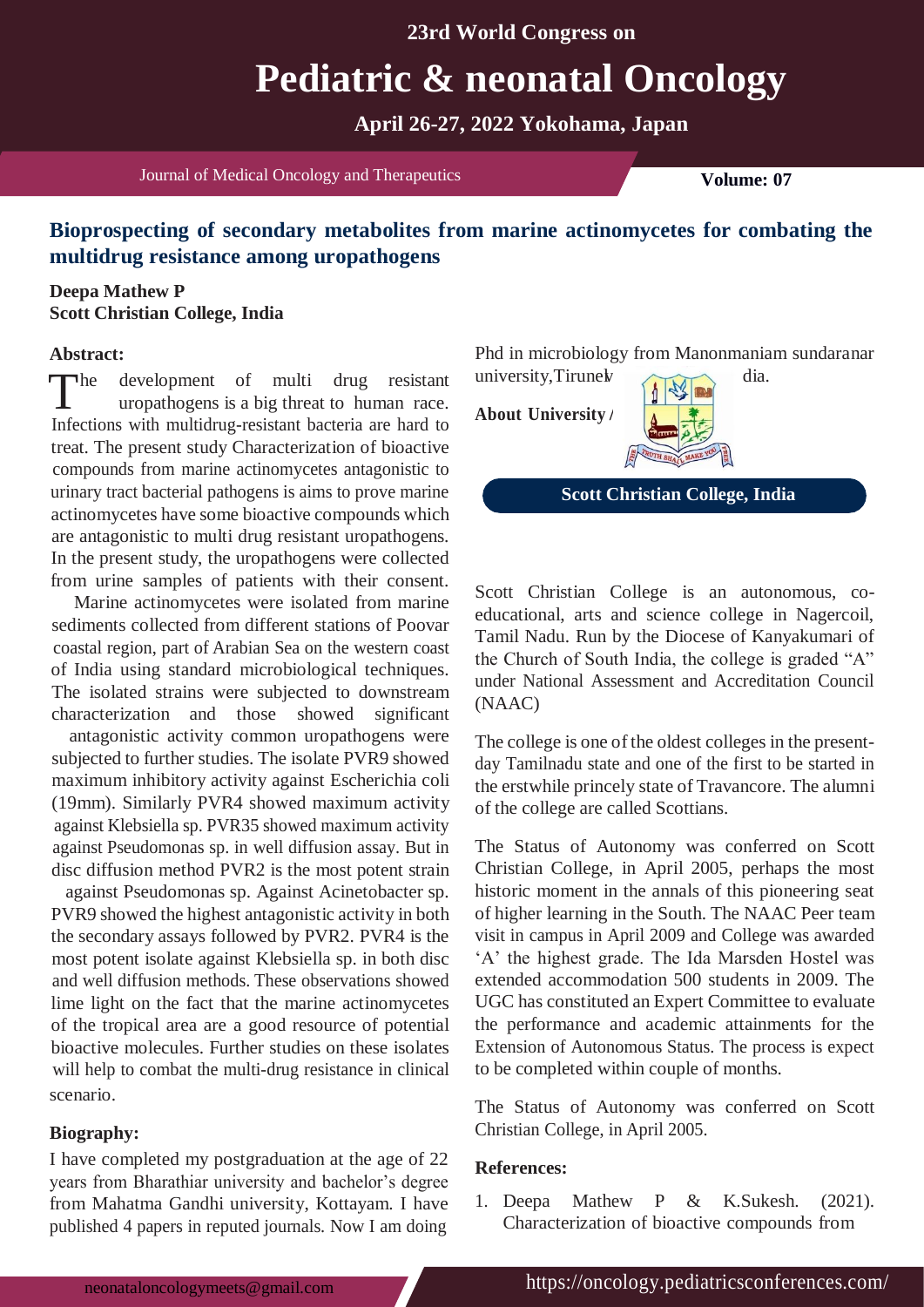# Bioprospecting of secondary metabolites from marine actinomycetes for combating the multidrug resistance among uropathogens

**Deepa Mathew P**
**Scott Christian College, India**

### Abstract:

The development of multi drug resistant uropathogens is a big threat to human race. Infections with multidrug-resistant bacteria are hard to treat. The present study Characterization of bioactive compounds from marine actinomycetes antagonistic to urinary tract bacterial pathogens is aims to prove marine actinomycetes have some bioactive compounds which are antagonistic to multi drug resistant uropathogens. In the present study, the uropathogens were collected from urine samples of patients with their consent.

Marine actinomycetes were isolated from marine sediments collected from different stations of Poovar coastal region, part of Arabian Sea on the western coast of India using standard microbiological techniques. The isolated strains were subjected to downstream characterization and those showed significant antagonistic activity common uropathogens were subjected to further studies. The isolate PVR9 showed maximum inhibitory activity against Escherichia coli (19mm). Similarly PVR4 showed maximum activity against Klebsiella sp. PVR35 showed maximum activity against Pseudomonas sp. in well diffusion assay. But in disc diffusion method PVR2 is the most potent strain against Pseudomonas sp. Against Acinetobacter sp. PVR9 showed the highest antagonistic activity in both the secondary assays followed by PVR2. PVR4 is the most potent isolate against Klebsiella sp. in both disc and well diffusion methods. These observations showed lime light on the fact that the marine actinomycetes of the tropical area are a good resource of potential bioactive molecules. Further studies on these isolates will help to combat the multi-drug resistance in clinical scenario.

### Biography:

I have completed my postgraduation at the age of 22 years from Bharathiar university and bachelor's degree from Mahatma Gandhi university, Kottayam. I have published 4 papers in reputed journals. Now I am doing Phd in microbiology from Manonmaniam sundaranar university,Tirunelv dia.

### About University /

**Scott Christian College, India**

Scott Christian College is an autonomous, co-educational, arts and science college in Nagercoil, Tamil Nadu. Run by the Diocese of Kanyakumari of the Church of South India, the college is graded "A" under National Assessment and Accreditation Council (NAAC)

The college is one of the oldest colleges in the present-day Tamilnadu state and one of the first to be started in the erstwhile princely state of Travancore. The alumni of the college are called Scottians.

The Status of Autonomy was conferred on Scott Christian College, in April 2005, perhaps the most historic moment in the annals of this pioneering seat of higher learning in the South. The NAAC Peer team visit in campus in April 2009 and College was awarded 'A' the highest grade. The Ida Marsden Hostel was extended accommodation 500 students in 2009. The UGC has constituted an Expert Committee to evaluate the performance and academic attainments for the Extension of Autonomous Status. The process is expect to be completed within couple of months.

The Status of Autonomy was conferred on Scott Christian College, in April 2005.

### References:

1. Deepa Mathew P & K.Sukesh. (2021). Characterization of bioactive compounds from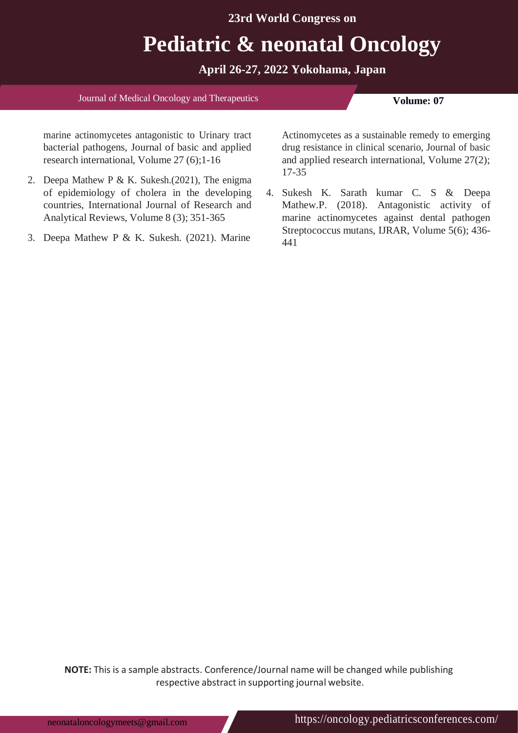marine actinomycetes antagonistic to Urinary tract bacterial pathogens, Journal of basic and applied research international, Volume 27 (6);1-16

2. Deepa Mathew P & K. Sukesh.(2021), The enigma of epidemiology of cholera in the developing countries, International Journal of Research and Analytical Reviews, Volume 8 (3); 351-365
3. Deepa Mathew P & K. Sukesh. (2021). Marine Actinomycetes as a sustainable remedy to emerging drug resistance in clinical scenario, Journal of basic and applied research international, Volume 27(2); 17-35
4. Sukesh K. Sarath kumar C. S & Deepa Mathew.P. (2018). Antagonistic activity of marine actinomycetes against dental pathogen Streptococcus mutans, IJRAR, Volume 5(6); 436-441

**NOTE:** This is a sample abstracts. Conference/Journal name will be changed while publishing respective abstract in supporting journal website.